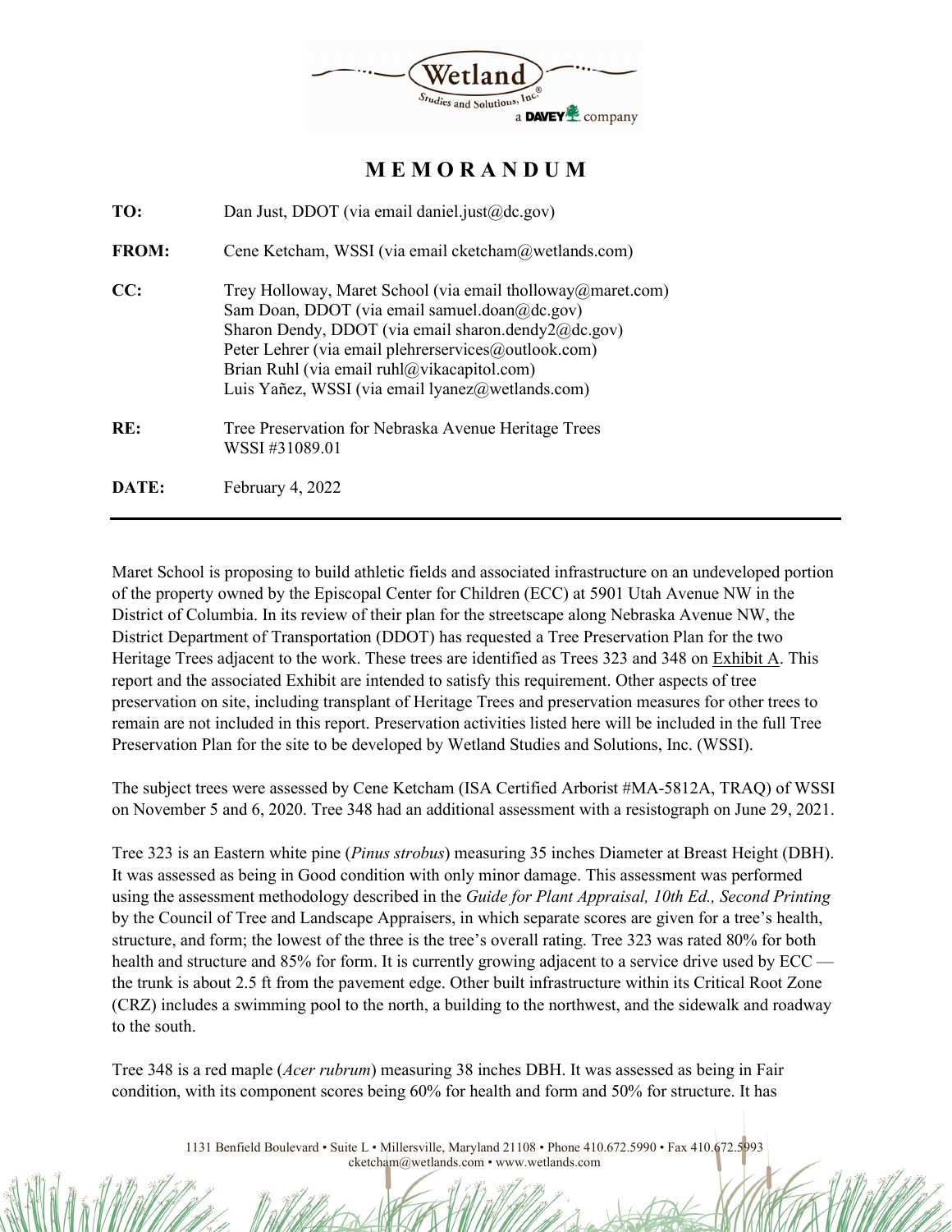# MEMORANDUM

**TO:** Dan Just, DDOT (via email daniel.just@dc.gov)

**FROM:** Cene Ketcham, WSSI (via email cketcham@wetlands.com)

**CC:** Trey Holloway, Maret School (via email tholloway@maret.com)
Sam Doan, DDOT (via email samuel.doan@dc.gov)
Sharon Dendy, DDOT (via email sharon.dendy2@dc.gov)
Peter Lehrer (via email plehrerservices@outlook.com)
Brian Ruhl (via email ruhl@vikacapitol.com)
Luis Yañez, WSSI (via email lyanez@wetlands.com)

**RE:** Tree Preservation for Nebraska Avenue Heritage Trees
WSSI #31089.01

**DATE:** February 4, 2022

---

Maret School is proposing to build athletic fields and associated infrastructure on an undeveloped portion of the property owned by the Episcopal Center for Children (ECC) at 5901 Utah Avenue NW in the District of Columbia. In its review of their plan for the streetscape along Nebraska Avenue NW, the District Department of Transportation (DDOT) has requested a Tree Preservation Plan for the two Heritage Trees adjacent to the work. These trees are identified as Trees 323 and 348 on Exhibit A. This report and the associated Exhibit are intended to satisfy this requirement. Other aspects of tree preservation on site, including transplant of Heritage Trees and preservation measures for other trees to remain are not included in this report. Preservation activities listed here will be included in the full Tree Preservation Plan for the site to be developed by Wetland Studies and Solutions, Inc. (WSSI).

The subject trees were assessed by Cene Ketcham (ISA Certified Arborist #MA-5812A, TRAQ) of WSSI on November 5 and 6, 2020. Tree 348 had an additional assessment with a resistograph on June 29, 2021.

Tree 323 is an Eastern white pine (*Pinus strobus*) measuring 35 inches Diameter at Breast Height (DBH). It was assessed as being in Good condition with only minor damage. This assessment was performed using the assessment methodology described in the *Guide for Plant Appraisal, 10th Ed., Second Printing* by the Council of Tree and Landscape Appraisers, in which separate scores are given for a tree's health, structure, and form; the lowest of the three is the tree's overall rating. Tree 323 was rated 80% for both health and structure and 85% for form. It is currently growing adjacent to a service drive used by ECC — the trunk is about 2.5 ft from the pavement edge. Other built infrastructure within its Critical Root Zone (CRZ) includes a swimming pool to the north, a building to the northwest, and the sidewalk and roadway to the south.

Tree 348 is a red maple (*Acer rubrum*) measuring 38 inches DBH. It was assessed as being in Fair condition, with its component scores being 60% for health and form and 50% for structure. It has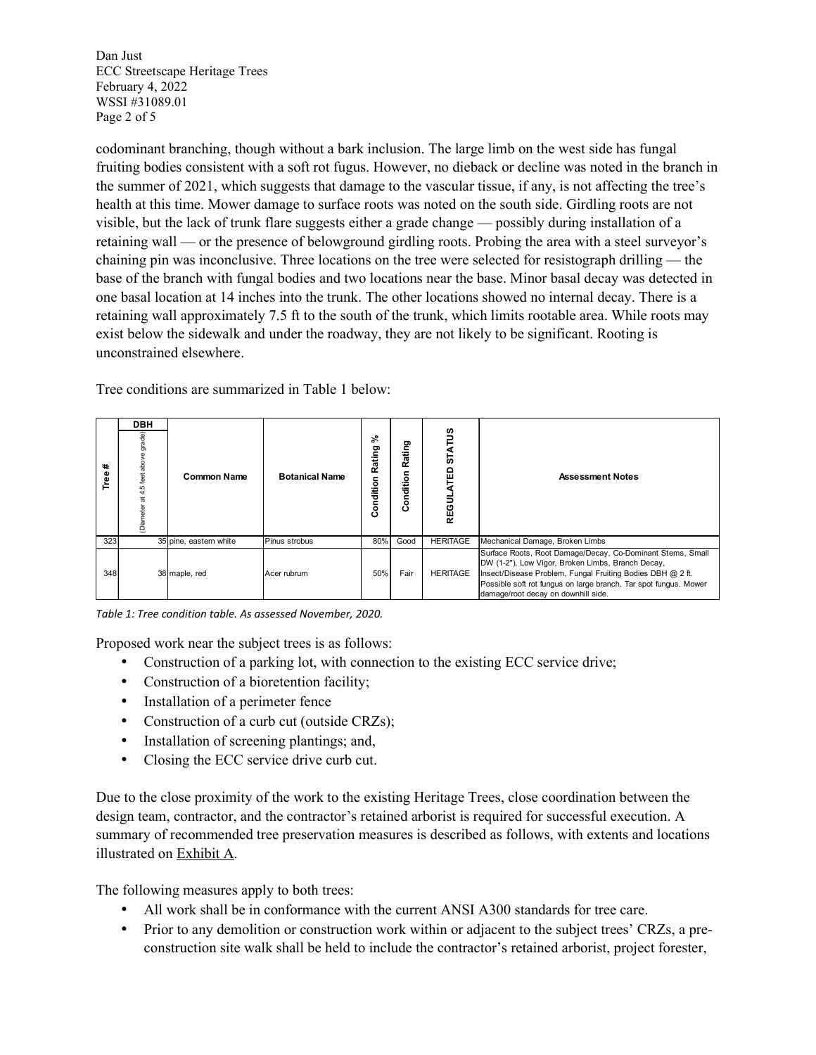codominant branching, though without a bark inclusion. The large limb on the west side has fungal fruiting bodies consistent with a soft rot fugus. However, no dieback or decline was noted in the branch in the summer of 2021, which suggests that damage to the vascular tissue, if any, is not affecting the tree's health at this time. Mower damage to surface roots was noted on the south side. Girdling roots are not visible, but the lack of trunk flare suggests either a grade change — possibly during installation of a retaining wall — or the presence of belowground girdling roots. Probing the area with a steel surveyor's chaining pin was inconclusive. Three locations on the tree were selected for resistograph drilling — the base of the branch with fungal bodies and two locations near the base. Minor basal decay was detected in one basal location at 14 inches into the trunk. The other locations showed no internal decay. There is a retaining wall approximately 7.5 ft to the south of the trunk, which limits rootable area. While roots may exist below the sidewalk and under the roadway, they are not likely to be significant. Rooting is unconstrained elsewhere.

Tree conditions are summarized in Table 1 below:

| Tree # | DBH (Diameter at 4.5 feet above grade) | Common Name | Botanical Name | Condition Rating % | Condition Rating | REGULATED STATUS | Assessment Notes |
|---|---|---|---|---|---|---|---|
| 323 | 35 | pine, eastern white | Pinus strobus | 80% | Good | HERITAGE | Mechanical Damage, Broken Limbs |
| 348 | 38 | maple, red | Acer rubrum | 50% | Fair | HERITAGE | Surface Roots, Root Damage/Decay, Co-Dominant Stems, Small DW (1-2"), Low Vigor, Broken Limbs, Branch Decay, Insect/Disease Problem, Fungal Fruiting Bodies DBH @ 2 ft. Possible soft rot fungus on large branch. Tar spot fungus. Mower damage/root decay on downhill side. |

*Table 1: Tree condition table. As assessed November, 2020.*

Proposed work near the subject trees is as follows:

- Construction of a parking lot, with connection to the existing ECC service drive;
- Construction of a bioretention facility;
- Installation of a perimeter fence
- Construction of a curb cut (outside CRZs);
- Installation of screening plantings; and,
- Closing the ECC service drive curb cut.

Due to the close proximity of the work to the existing Heritage Trees, close coordination between the design team, contractor, and the contractor's retained arborist is required for successful execution. A summary of recommended tree preservation measures is described as follows, with extents and locations illustrated on Exhibit A.

The following measures apply to both trees:

- All work shall be in conformance with the current ANSI A300 standards for tree care.
- Prior to any demolition or construction work within or adjacent to the subject trees' CRZs, a pre-construction site walk shall be held to include the contractor's retained arborist, project forester,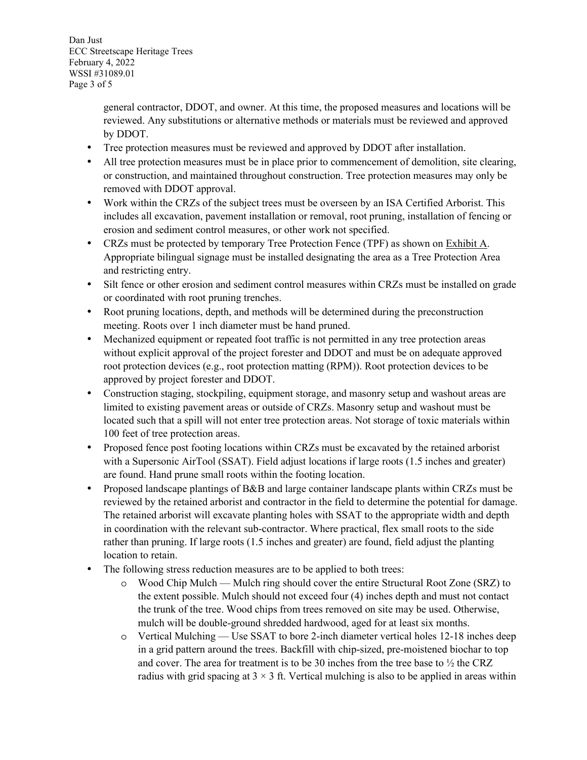general contractor, DDOT, and owner. At this time, the proposed measures and locations will be reviewed. Any substitutions or alternative methods or materials must be reviewed and approved by DDOT.

- Tree protection measures must be reviewed and approved by DDOT after installation.
- All tree protection measures must be in place prior to commencement of demolition, site clearing, or construction, and maintained throughout construction. Tree protection measures may only be removed with DDOT approval.
- Work within the CRZs of the subject trees must be overseen by an ISA Certified Arborist. This includes all excavation, pavement installation or removal, root pruning, installation of fencing or erosion and sediment control measures, or other work not specified.
- CRZs must be protected by temporary Tree Protection Fence (TPF) as shown on Exhibit A. Appropriate bilingual signage must be installed designating the area as a Tree Protection Area and restricting entry.
- Silt fence or other erosion and sediment control measures within CRZs must be installed on grade or coordinated with root pruning trenches.
- Root pruning locations, depth, and methods will be determined during the preconstruction meeting. Roots over 1 inch diameter must be hand pruned.
- Mechanized equipment or repeated foot traffic is not permitted in any tree protection areas without explicit approval of the project forester and DDOT and must be on adequate approved root protection devices (e.g., root protection matting (RPM)). Root protection devices to be approved by project forester and DDOT.
- Construction staging, stockpiling, equipment storage, and masonry setup and washout areas are limited to existing pavement areas or outside of CRZs. Masonry setup and washout must be located such that a spill will not enter tree protection areas. Not storage of toxic materials within 100 feet of tree protection areas.
- Proposed fence post footing locations within CRZs must be excavated by the retained arborist with a Supersonic AirTool (SSAT). Field adjust locations if large roots (1.5 inches and greater) are found. Hand prune small roots within the footing location.
- Proposed landscape plantings of B&B and large container landscape plants within CRZs must be reviewed by the retained arborist and contractor in the field to determine the potential for damage. The retained arborist will excavate planting holes with SSAT to the appropriate width and depth in coordination with the relevant sub-contractor. Where practical, flex small roots to the side rather than pruning. If large roots (1.5 inches and greater) are found, field adjust the planting location to retain.
- The following stress reduction measures are to be applied to both trees:
  - Wood Chip Mulch — Mulch ring should cover the entire Structural Root Zone (SRZ) to the extent possible. Mulch should not exceed four (4) inches depth and must not contact the trunk of the tree. Wood chips from trees removed on site may be used. Otherwise, mulch will be double-ground shredded hardwood, aged for at least six months.
  - Vertical Mulching — Use SSAT to bore 2-inch diameter vertical holes 12-18 inches deep in a grid pattern around the trees. Backfill with chip-sized, pre-moistened biochar to top and cover. The area for treatment is to be 30 inches from the tree base to ½ the CRZ radius with grid spacing at 3 × 3 ft. Vertical mulching is also to be applied in areas within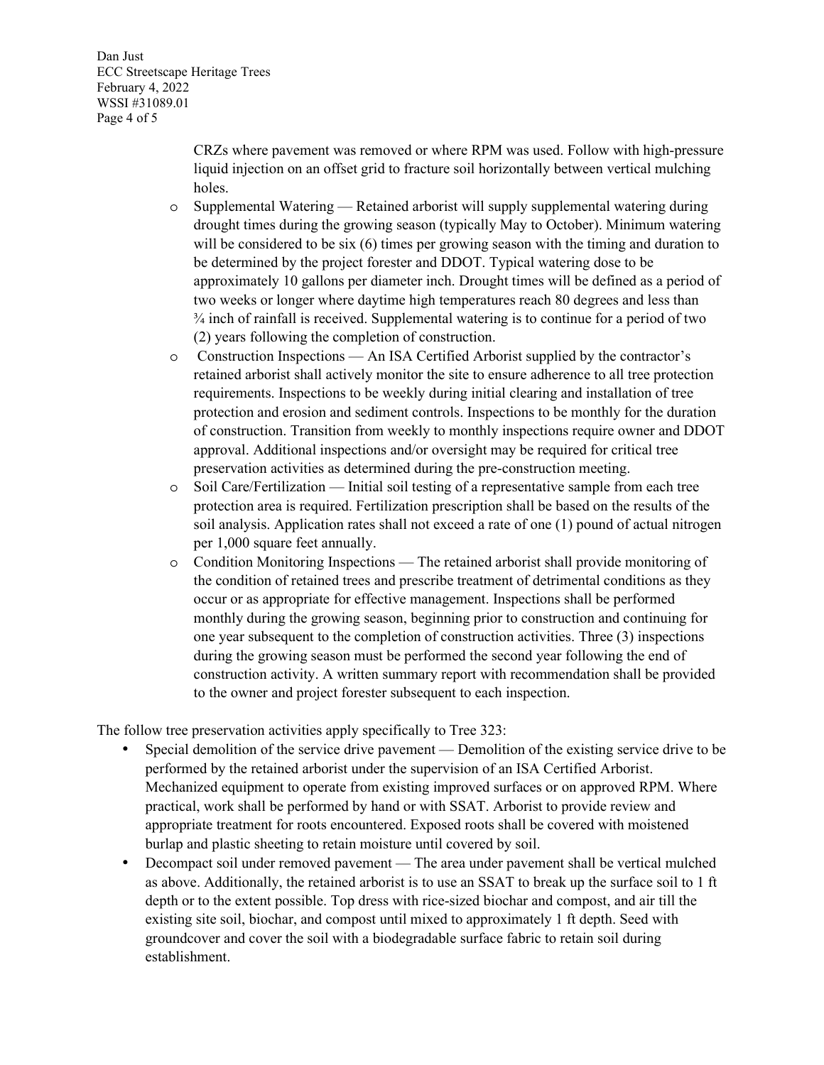CRZs where pavement was removed or where RPM was used. Follow with high-pressure liquid injection on an offset grid to fracture soil horizontally between vertical mulching holes.

- Supplemental Watering — Retained arborist will supply supplemental watering during drought times during the growing season (typically May to October). Minimum watering will be considered to be six (6) times per growing season with the timing and duration to be determined by the project forester and DDOT. Typical watering dose to be approximately 10 gallons per diameter inch. Drought times will be defined as a period of two weeks or longer where daytime high temperatures reach 80 degrees and less than ¾ inch of rainfall is received. Supplemental watering is to continue for a period of two (2) years following the completion of construction.
- Construction Inspections — An ISA Certified Arborist supplied by the contractor's retained arborist shall actively monitor the site to ensure adherence to all tree protection requirements. Inspections to be weekly during initial clearing and installation of tree protection and erosion and sediment controls. Inspections to be monthly for the duration of construction. Transition from weekly to monthly inspections require owner and DDOT approval. Additional inspections and/or oversight may be required for critical tree preservation activities as determined during the pre-construction meeting.
- Soil Care/Fertilization — Initial soil testing of a representative sample from each tree protection area is required. Fertilization prescription shall be based on the results of the soil analysis. Application rates shall not exceed a rate of one (1) pound of actual nitrogen per 1,000 square feet annually.
- Condition Monitoring Inspections — The retained arborist shall provide monitoring of the condition of retained trees and prescribe treatment of detrimental conditions as they occur or as appropriate for effective management. Inspections shall be performed monthly during the growing season, beginning prior to construction and continuing for one year subsequent to the completion of construction activities. Three (3) inspections during the growing season must be performed the second year following the end of construction activity. A written summary report with recommendation shall be provided to the owner and project forester subsequent to each inspection.

The follow tree preservation activities apply specifically to Tree 323:

- Special demolition of the service drive pavement — Demolition of the existing service drive to be performed by the retained arborist under the supervision of an ISA Certified Arborist. Mechanized equipment to operate from existing improved surfaces or on approved RPM. Where practical, work shall be performed by hand or with SSAT. Arborist to provide review and appropriate treatment for roots encountered. Exposed roots shall be covered with moistened burlap and plastic sheeting to retain moisture until covered by soil.
- Decompact soil under removed pavement — The area under pavement shall be vertical mulched as above. Additionally, the retained arborist is to use an SSAT to break up the surface soil to 1 ft depth or to the extent possible. Top dress with rice-sized biochar and compost, and air till the existing site soil, biochar, and compost until mixed to approximately 1 ft depth. Seed with groundcover and cover the soil with a biodegradable surface fabric to retain soil during establishment.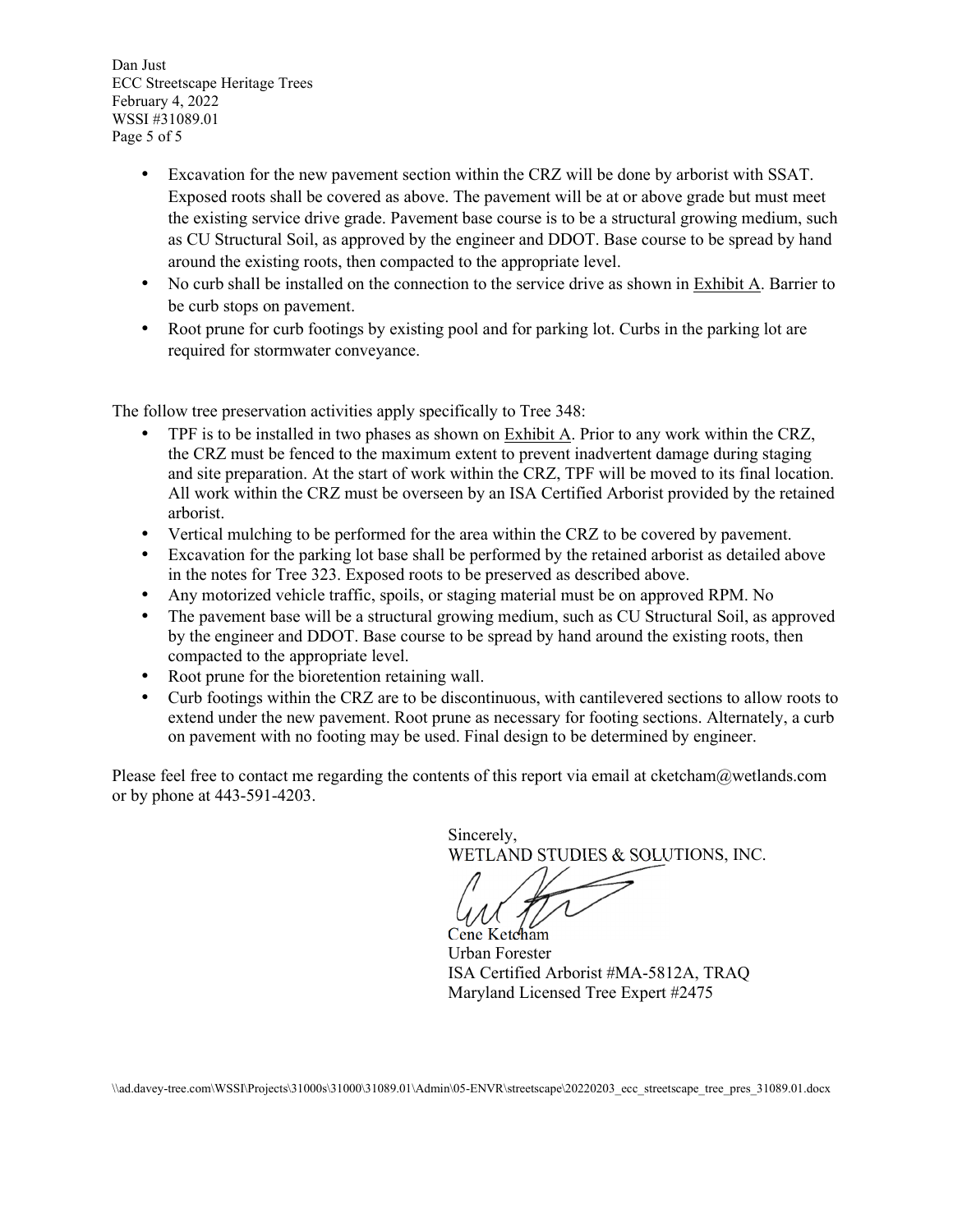- Excavation for the new pavement section within the CRZ will be done by arborist with SSAT. Exposed roots shall be covered as above. The pavement will be at or above grade but must meet the existing service drive grade. Pavement base course is to be a structural growing medium, such as CU Structural Soil, as approved by the engineer and DDOT. Base course to be spread by hand around the existing roots, then compacted to the appropriate level.
- No curb shall be installed on the connection to the service drive as shown in Exhibit A. Barrier to be curb stops on pavement.
- Root prune for curb footings by existing pool and for parking lot. Curbs in the parking lot are required for stormwater conveyance.

The follow tree preservation activities apply specifically to Tree 348:

- TPF is to be installed in two phases as shown on Exhibit A. Prior to any work within the CRZ, the CRZ must be fenced to the maximum extent to prevent inadvertent damage during staging and site preparation. At the start of work within the CRZ, TPF will be moved to its final location. All work within the CRZ must be overseen by an ISA Certified Arborist provided by the retained arborist.
- Vertical mulching to be performed for the area within the CRZ to be covered by pavement.
- Excavation for the parking lot base shall be performed by the retained arborist as detailed above in the notes for Tree 323. Exposed roots to be preserved as described above.
- Any motorized vehicle traffic, spoils, or staging material must be on approved RPM. No
- The pavement base will be a structural growing medium, such as CU Structural Soil, as approved by the engineer and DDOT. Base course to be spread by hand around the existing roots, then compacted to the appropriate level.
- Root prune for the bioretention retaining wall.
- Curb footings within the CRZ are to be discontinuous, with cantilevered sections to allow roots to extend under the new pavement. Root prune as necessary for footing sections. Alternately, a curb on pavement with no footing may be used. Final design to be determined by engineer.

Please feel free to contact me regarding the contents of this report via email at cketcham@wetlands.com or by phone at 443-591-4203.

Sincerely,
WETLAND STUDIES & SOLUTIONS, INC.

Cene Ketcham
Urban Forester
ISA Certified Arborist #MA-5812A, TRAQ
Maryland Licensed Tree Expert #2475

\\ad.davey-tree.com\WSSI\Projects\31000s\31000\31089.01\Admin\05-ENVR\streetscape\20220203_ecc_streetscape_tree_pres_31089.01.docx